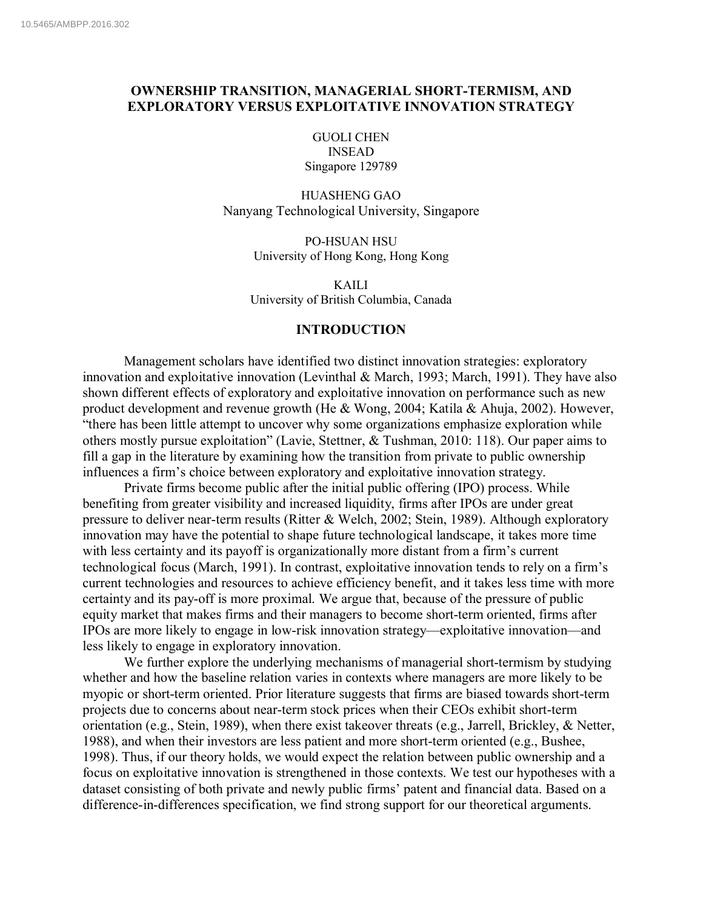# OWNERSHIP TRANSITION, MANAGERIAL SHORT-TERMISM, AND EXPLORATORY VERSUS EXPLOITATIVE INNOVATION STRATEGY

GUOLI CHEN
INSEAD
Singapore 129789

HUASHENG GAO
Nanyang Technological University, Singapore

PO-HSUAN HSU
University of Hong Kong, Hong Kong

KAILI
University of British Columbia, Canada

## INTRODUCTION

Management scholars have identified two distinct innovation strategies: exploratory innovation and exploitative innovation (Levinthal & March, 1993; March, 1991). They have also shown different effects of exploratory and exploitative innovation on performance such as new product development and revenue growth (He & Wong, 2004; Katila & Ahuja, 2002). However, "there has been little attempt to uncover why some organizations emphasize exploration while others mostly pursue exploitation" (Lavie, Stettner, & Tushman, 2010: 118). Our paper aims to fill a gap in the literature by examining how the transition from private to public ownership influences a firm's choice between exploratory and exploitative innovation strategy.

Private firms become public after the initial public offering (IPO) process. While benefiting from greater visibility and increased liquidity, firms after IPOs are under great pressure to deliver near-term results (Ritter & Welch, 2002; Stein, 1989). Although exploratory innovation may have the potential to shape future technological landscape, it takes more time with less certainty and its payoff is organizationally more distant from a firm's current technological focus (March, 1991). In contrast, exploitative innovation tends to rely on a firm's current technologies and resources to achieve efficiency benefit, and it takes less time with more certainty and its pay-off is more proximal. We argue that, because of the pressure of public equity market that makes firms and their managers to become short-term oriented, firms after IPOs are more likely to engage in low-risk innovation strategy—exploitative innovation—and less likely to engage in exploratory innovation.

We further explore the underlying mechanisms of managerial short-termism by studying whether and how the baseline relation varies in contexts where managers are more likely to be myopic or short-term oriented. Prior literature suggests that firms are biased towards short-term projects due to concerns about near-term stock prices when their CEOs exhibit short-term orientation (e.g., Stein, 1989), when there exist takeover threats (e.g., Jarrell, Brickley, & Netter, 1988), and when their investors are less patient and more short-term oriented (e.g., Bushee, 1998). Thus, if our theory holds, we would expect the relation between public ownership and a focus on exploitative innovation is strengthened in those contexts. We test our hypotheses with a dataset consisting of both private and newly public firms' patent and financial data. Based on a difference-in-differences specification, we find strong support for our theoretical arguments.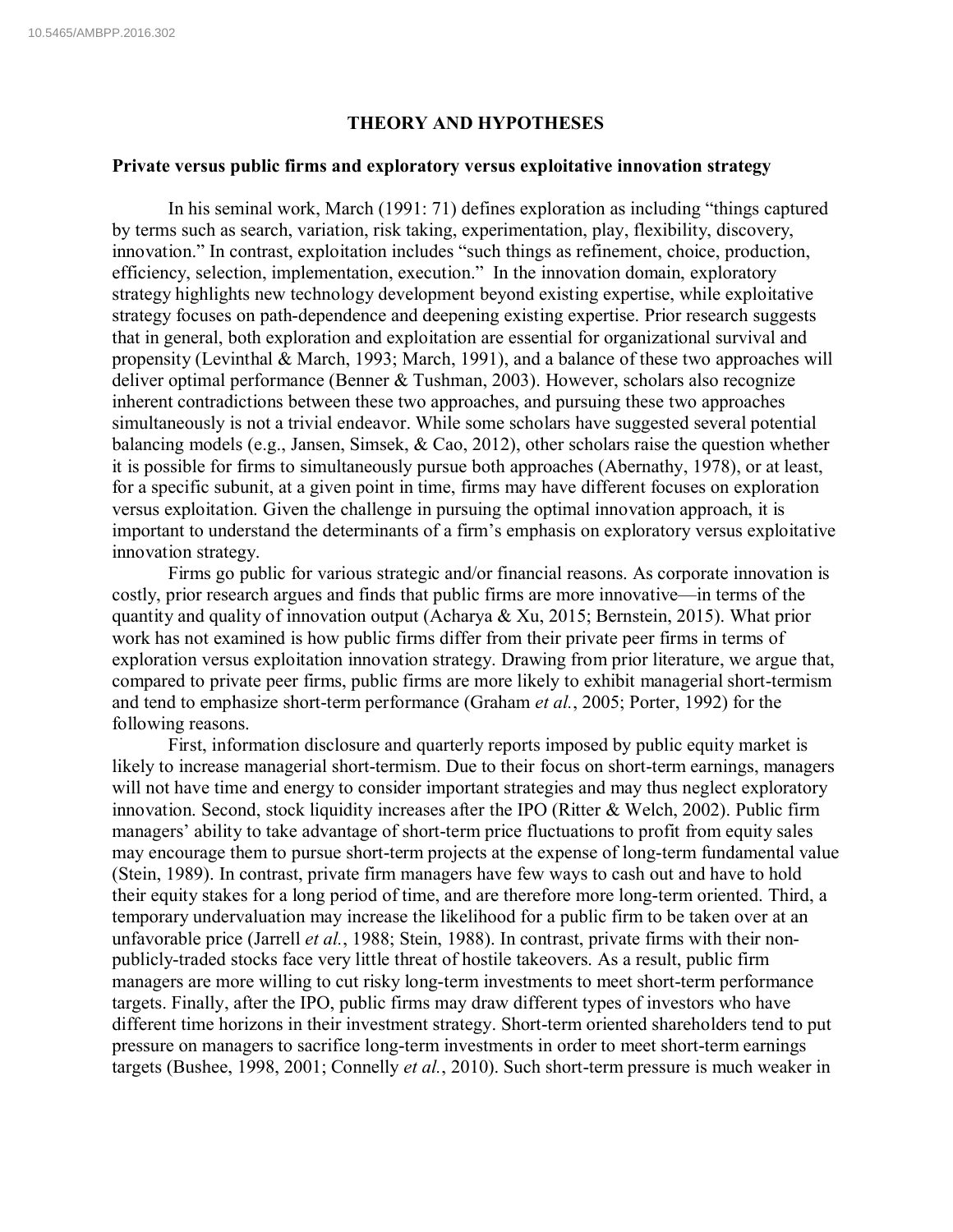## THEORY AND HYPOTHESES

### Private versus public firms and exploratory versus exploitative innovation strategy

In his seminal work, March (1991: 71) defines exploration as including "things captured by terms such as search, variation, risk taking, experimentation, play, flexibility, discovery, innovation." In contrast, exploitation includes "such things as refinement, choice, production, efficiency, selection, implementation, execution." In the innovation domain, exploratory strategy highlights new technology development beyond existing expertise, while exploitative strategy focuses on path-dependence and deepening existing expertise. Prior research suggests that in general, both exploration and exploitation are essential for organizational survival and propensity (Levinthal & March, 1993; March, 1991), and a balance of these two approaches will deliver optimal performance (Benner & Tushman, 2003). However, scholars also recognize inherent contradictions between these two approaches, and pursuing these two approaches simultaneously is not a trivial endeavor. While some scholars have suggested several potential balancing models (e.g., Jansen, Simsek, & Cao, 2012), other scholars raise the question whether it is possible for firms to simultaneously pursue both approaches (Abernathy, 1978), or at least, for a specific subunit, at a given point in time, firms may have different focuses on exploration versus exploitation. Given the challenge in pursuing the optimal innovation approach, it is important to understand the determinants of a firm's emphasis on exploratory versus exploitative innovation strategy.

Firms go public for various strategic and/or financial reasons. As corporate innovation is costly, prior research argues and finds that public firms are more innovative—in terms of the quantity and quality of innovation output (Acharya & Xu, 2015; Bernstein, 2015). What prior work has not examined is how public firms differ from their private peer firms in terms of exploration versus exploitation innovation strategy. Drawing from prior literature, we argue that, compared to private peer firms, public firms are more likely to exhibit managerial short-termism and tend to emphasize short-term performance (Graham *et al.*, 2005; Porter, 1992) for the following reasons.

First, information disclosure and quarterly reports imposed by public equity market is likely to increase managerial short-termism. Due to their focus on short-term earnings, managers will not have time and energy to consider important strategies and may thus neglect exploratory innovation. Second, stock liquidity increases after the IPO (Ritter & Welch, 2002). Public firm managers' ability to take advantage of short-term price fluctuations to profit from equity sales may encourage them to pursue short-term projects at the expense of long-term fundamental value (Stein, 1989). In contrast, private firm managers have few ways to cash out and have to hold their equity stakes for a long period of time, and are therefore more long-term oriented. Third, a temporary undervaluation may increase the likelihood for a public firm to be taken over at an unfavorable price (Jarrell *et al.*, 1988; Stein, 1988). In contrast, private firms with their non-publicly-traded stocks face very little threat of hostile takeovers. As a result, public firm managers are more willing to cut risky long-term investments to meet short-term performance targets. Finally, after the IPO, public firms may draw different types of investors who have different time horizons in their investment strategy. Short-term oriented shareholders tend to put pressure on managers to sacrifice long-term investments in order to meet short-term earnings targets (Bushee, 1998, 2001; Connelly *et al.*, 2010). Such short-term pressure is much weaker in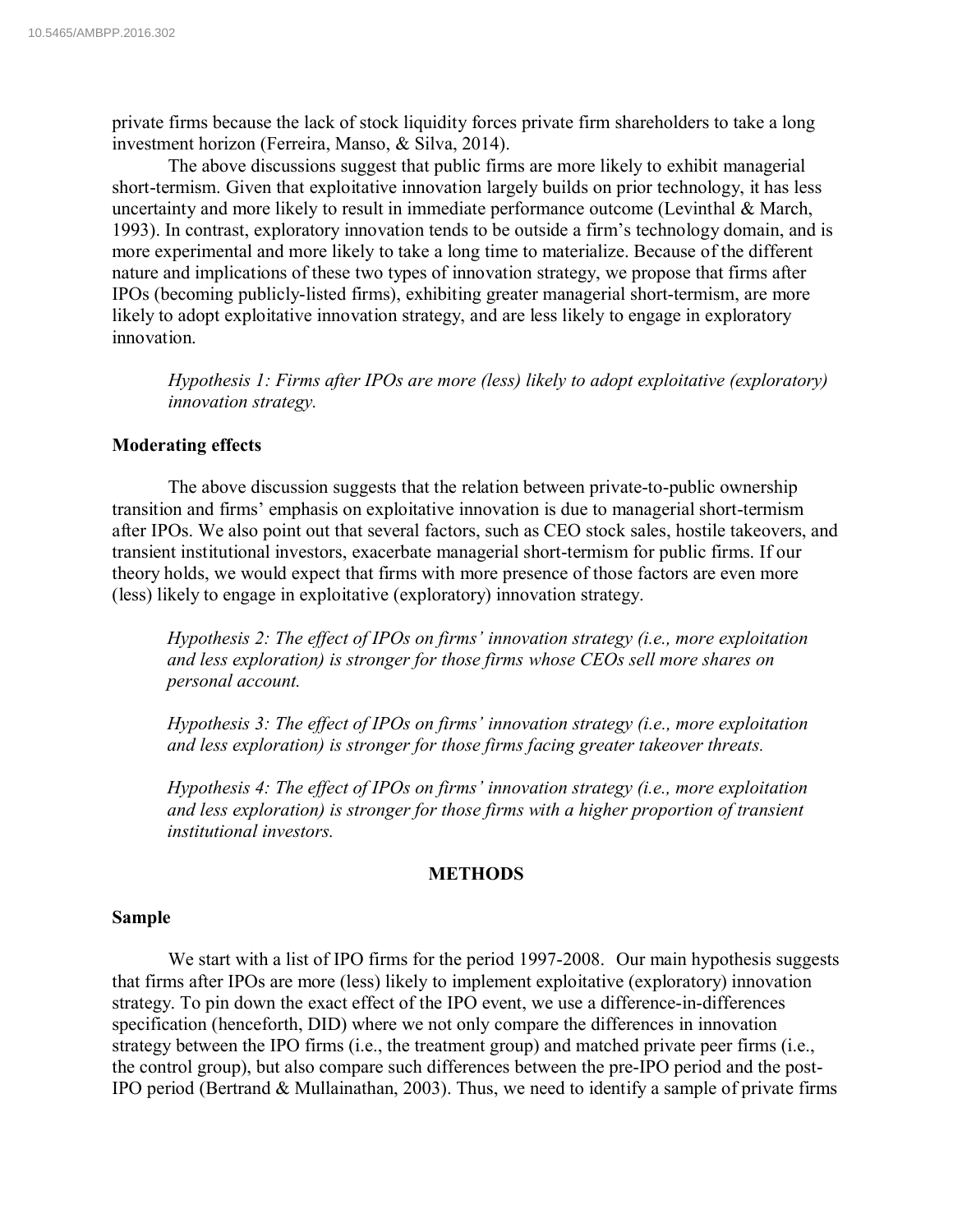private firms because the lack of stock liquidity forces private firm shareholders to take a long investment horizon (Ferreira, Manso, & Silva, 2014).

The above discussions suggest that public firms are more likely to exhibit managerial short-termism. Given that exploitative innovation largely builds on prior technology, it has less uncertainty and more likely to result in immediate performance outcome (Levinthal & March, 1993). In contrast, exploratory innovation tends to be outside a firm's technology domain, and is more experimental and more likely to take a long time to materialize. Because of the different nature and implications of these two types of innovation strategy, we propose that firms after IPOs (becoming publicly-listed firms), exhibiting greater managerial short-termism, are more likely to adopt exploitative innovation strategy, and are less likely to engage in exploratory innovation.

*Hypothesis 1: Firms after IPOs are more (less) likely to adopt exploitative (exploratory) innovation strategy.*

### Moderating effects

The above discussion suggests that the relation between private-to-public ownership transition and firms' emphasis on exploitative innovation is due to managerial short-termism after IPOs. We also point out that several factors, such as CEO stock sales, hostile takeovers, and transient institutional investors, exacerbate managerial short-termism for public firms. If our theory holds, we would expect that firms with more presence of those factors are even more (less) likely to engage in exploitative (exploratory) innovation strategy.

*Hypothesis 2: The effect of IPOs on firms' innovation strategy (i.e., more exploitation and less exploration) is stronger for those firms whose CEOs sell more shares on personal account.*

*Hypothesis 3: The effect of IPOs on firms' innovation strategy (i.e., more exploitation and less exploration) is stronger for those firms facing greater takeover threats.*

*Hypothesis 4: The effect of IPOs on firms' innovation strategy (i.e., more exploitation and less exploration) is stronger for those firms with a higher proportion of transient institutional investors.*

## METHODS

### Sample

We start with a list of IPO firms for the period 1997-2008. Our main hypothesis suggests that firms after IPOs are more (less) likely to implement exploitative (exploratory) innovation strategy. To pin down the exact effect of the IPO event, we use a difference-in-differences specification (henceforth, DID) where we not only compare the differences in innovation strategy between the IPO firms (i.e., the treatment group) and matched private peer firms (i.e., the control group), but also compare such differences between the pre-IPO period and the post-IPO period (Bertrand & Mullainathan, 2003). Thus, we need to identify a sample of private firms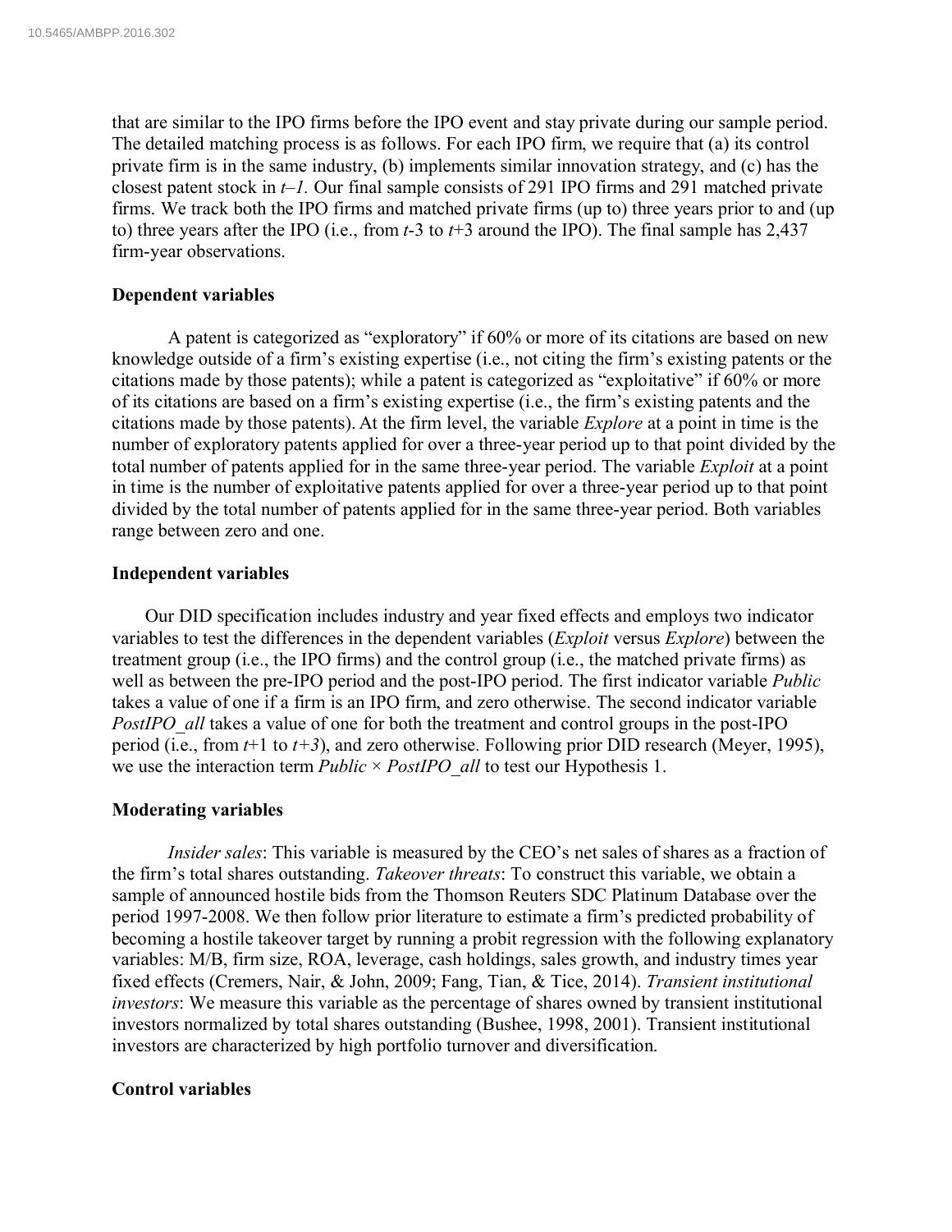that are similar to the IPO firms before the IPO event and stay private during our sample period. The detailed matching process is as follows. For each IPO firm, we require that (a) its control private firm is in the same industry, (b) implements similar innovation strategy, and (c) has the closest patent stock in $t–1$. Our final sample consists of 291 IPO firms and 291 matched private firms. We track both the IPO firms and matched private firms (up to) three years prior to and (up to) three years after the IPO (i.e., from $t$-3 to $t$+3 around the IPO). The final sample has 2,437 firm-year observations.

### Dependent variables

A patent is categorized as "exploratory" if 60% or more of its citations are based on new knowledge outside of a firm's existing expertise (i.e., not citing the firm's existing patents or the citations made by those patents); while a patent is categorized as "exploitative" if 60% or more of its citations are based on a firm's existing expertise (i.e., the firm's existing patents and the citations made by those patents). At the firm level, the variable *Explore* at a point in time is the number of exploratory patents applied for over a three-year period up to that point divided by the total number of patents applied for in the same three-year period. The variable *Exploit* at a point in time is the number of exploitative patents applied for over a three-year period up to that point divided by the total number of patents applied for in the same three-year period. Both variables range between zero and one.

### Independent variables

Our DID specification includes industry and year fixed effects and employs two indicator variables to test the differences in the dependent variables (*Exploit* versus *Explore*) between the treatment group (i.e., the IPO firms) and the control group (i.e., the matched private firms) as well as between the pre-IPO period and the post-IPO period. The first indicator variable *Public* takes a value of one if a firm is an IPO firm, and zero otherwise. The second indicator variable *PostIPO_all* takes a value of one for both the treatment and control groups in the post-IPO period (i.e., from $t$+1 to $t+3$), and zero otherwise. Following prior DID research (Meyer, 1995), we use the interaction term *Public* × *PostIPO_all* to test our Hypothesis 1.

### Moderating variables

*Insider sales*: This variable is measured by the CEO's net sales of shares as a fraction of the firm's total shares outstanding. *Takeover threats*: To construct this variable, we obtain a sample of announced hostile bids from the Thomson Reuters SDC Platinum Database over the period 1997-2008. We then follow prior literature to estimate a firm's predicted probability of becoming a hostile takeover target by running a probit regression with the following explanatory variables: M/B, firm size, ROA, leverage, cash holdings, sales growth, and industry times year fixed effects (Cremers, Nair, & John, 2009; Fang, Tian, & Tice, 2014). *Transient institutional investors*: We measure this variable as the percentage of shares owned by transient institutional investors normalized by total shares outstanding (Bushee, 1998, 2001). Transient institutional investors are characterized by high portfolio turnover and diversification.

### Control variables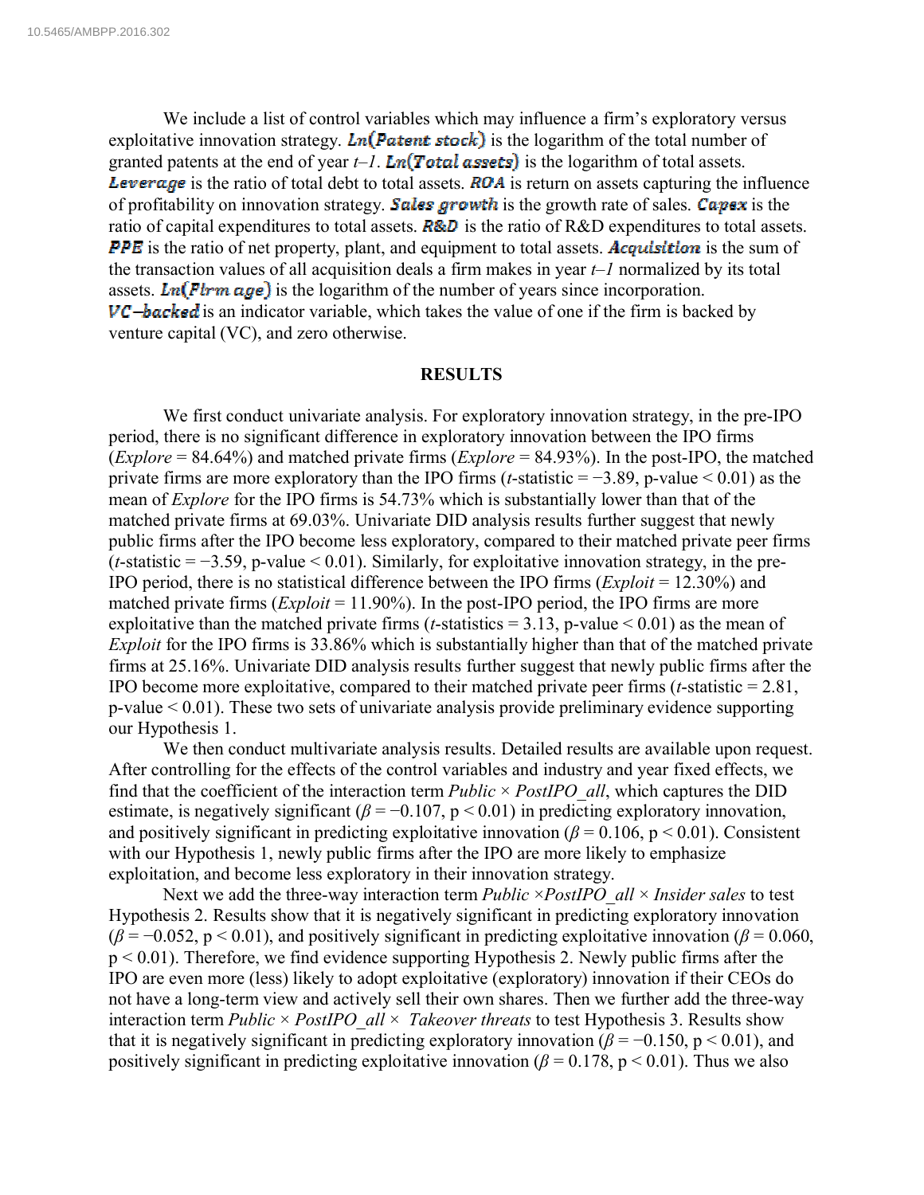We include a list of control variables which may influence a firm's exploratory versus exploitative innovation strategy. $Ln(Patent\ stock)$ is the logarithm of the total number of granted patents at the end of year *t–1*. $Ln(Total\ assets)$ is the logarithm of total assets. $Leverage$ is the ratio of total debt to total assets. $ROA$ is return on assets capturing the influence of profitability on innovation strategy. $Sales\ growth$ is the growth rate of sales. $Capex$ is the ratio of capital expenditures to total assets. $R\&D$ is the ratio of R&D expenditures to total assets. $PPE$ is the ratio of net property, plant, and equipment to total assets. $Acquisition$ is the sum of the transaction values of all acquisition deals a firm makes in year *t–1* normalized by its total assets. $Ln(Firm\ age)$ is the logarithm of the number of years since incorporation. $VC\text{–}backed$ is an indicator variable, which takes the value of one if the firm is backed by venture capital (VC), and zero otherwise.

## RESULTS

We first conduct univariate analysis. For exploratory innovation strategy, in the pre-IPO period, there is no significant difference in exploratory innovation between the IPO firms (*Explore* = 84.64%) and matched private firms (*Explore* = 84.93%). In the post-IPO, the matched private firms are more exploratory than the IPO firms ($t$-statistic = −3.89, p-value < 0.01) as the mean of *Explore* for the IPO firms is 54.73% which is substantially lower than that of the matched private firms at 69.03%. Univariate DID analysis results further suggest that newly public firms after the IPO become less exploratory, compared to their matched private peer firms ($t$-statistic = −3.59, p-value < 0.01). Similarly, for exploitative innovation strategy, in the pre-IPO period, there is no statistical difference between the IPO firms (*Exploit* = 12.30%) and matched private firms (*Exploit* = 11.90%). In the post-IPO period, the IPO firms are more exploitative than the matched private firms ($t$-statistics = 3.13, p-value < 0.01) as the mean of *Exploit* for the IPO firms is 33.86% which is substantially higher than that of the matched private firms at 25.16%. Univariate DID analysis results further suggest that newly public firms after the IPO become more exploitative, compared to their matched private peer firms ($t$-statistic = 2.81, p-value < 0.01). These two sets of univariate analysis provide preliminary evidence supporting our Hypothesis 1.

We then conduct multivariate analysis results. Detailed results are available upon request. After controlling for the effects of the control variables and industry and year fixed effects, we find that the coefficient of the interaction term *Public* × *PostIPO_all*, which captures the DID estimate, is negatively significant ($\beta = -0.107$, $p < 0.01$) in predicting exploratory innovation, and positively significant in predicting exploitative innovation ($\beta = 0.106$, $p < 0.01$). Consistent with our Hypothesis 1, newly public firms after the IPO are more likely to emphasize exploitation, and become less exploratory in their innovation strategy.

Next we add the three-way interaction term *Public* ×*PostIPO_all* × *Insider sales* to test Hypothesis 2. Results show that it is negatively significant in predicting exploratory innovation ($\beta = -0.052$, $p < 0.01$), and positively significant in predicting exploitative innovation ($\beta = 0.060$, $p < 0.01$). Therefore, we find evidence supporting Hypothesis 2. Newly public firms after the IPO are even more (less) likely to adopt exploitative (exploratory) innovation if their CEOs do not have a long-term view and actively sell their own shares. Then we further add the three-way interaction term *Public* × *PostIPO_all* × *Takeover threats* to test Hypothesis 3. Results show that it is negatively significant in predicting exploratory innovation ($\beta = -0.150$, $p < 0.01$), and positively significant in predicting exploitative innovation ($\beta = 0.178$, $p < 0.01$). Thus we also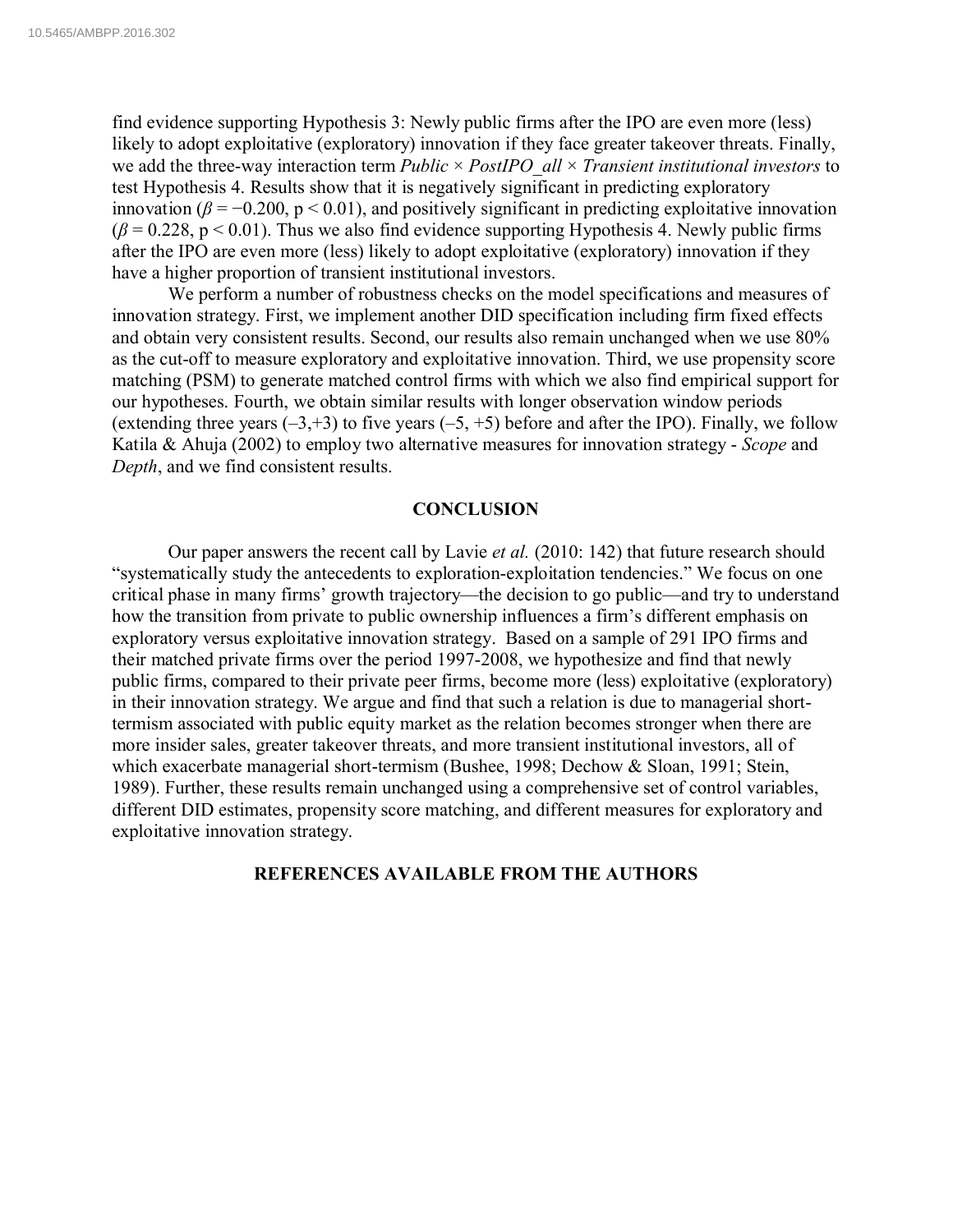find evidence supporting Hypothesis 3: Newly public firms after the IPO are even more (less) likely to adopt exploitative (exploratory) innovation if they face greater takeover threats. Finally, we add the three-way interaction term *Public × PostIPO_all × Transient institutional investors* to test Hypothesis 4. Results show that it is negatively significant in predicting exploratory innovation ($\beta = -0.200$, $p < 0.01$), and positively significant in predicting exploitative innovation ($\beta = 0.228$, $p < 0.01$). Thus we also find evidence supporting Hypothesis 4. Newly public firms after the IPO are even more (less) likely to adopt exploitative (exploratory) innovation if they have a higher proportion of transient institutional investors.

We perform a number of robustness checks on the model specifications and measures of innovation strategy. First, we implement another DID specification including firm fixed effects and obtain very consistent results. Second, our results also remain unchanged when we use 80% as the cut-off to measure exploratory and exploitative innovation. Third, we use propensity score matching (PSM) to generate matched control firms with which we also find empirical support for our hypotheses. Fourth, we obtain similar results with longer observation window periods (extending three years (–3,+3) to five years (–5, +5) before and after the IPO). Finally, we follow Katila & Ahuja (2002) to employ two alternative measures for innovation strategy - *Scope* and *Depth*, and we find consistent results.

## CONCLUSION

Our paper answers the recent call by Lavie *et al.* (2010: 142) that future research should "systematically study the antecedents to exploration-exploitation tendencies." We focus on one critical phase in many firms' growth trajectory—the decision to go public—and try to understand how the transition from private to public ownership influences a firm's different emphasis on exploratory versus exploitative innovation strategy. Based on a sample of 291 IPO firms and their matched private firms over the period 1997-2008, we hypothesize and find that newly public firms, compared to their private peer firms, become more (less) exploitative (exploratory) in their innovation strategy. We argue and find that such a relation is due to managerial short-termism associated with public equity market as the relation becomes stronger when there are more insider sales, greater takeover threats, and more transient institutional investors, all of which exacerbate managerial short-termism (Bushee, 1998; Dechow & Sloan, 1991; Stein, 1989). Further, these results remain unchanged using a comprehensive set of control variables, different DID estimates, propensity score matching, and different measures for exploratory and exploitative innovation strategy.

## REFERENCES AVAILABLE FROM THE AUTHORS